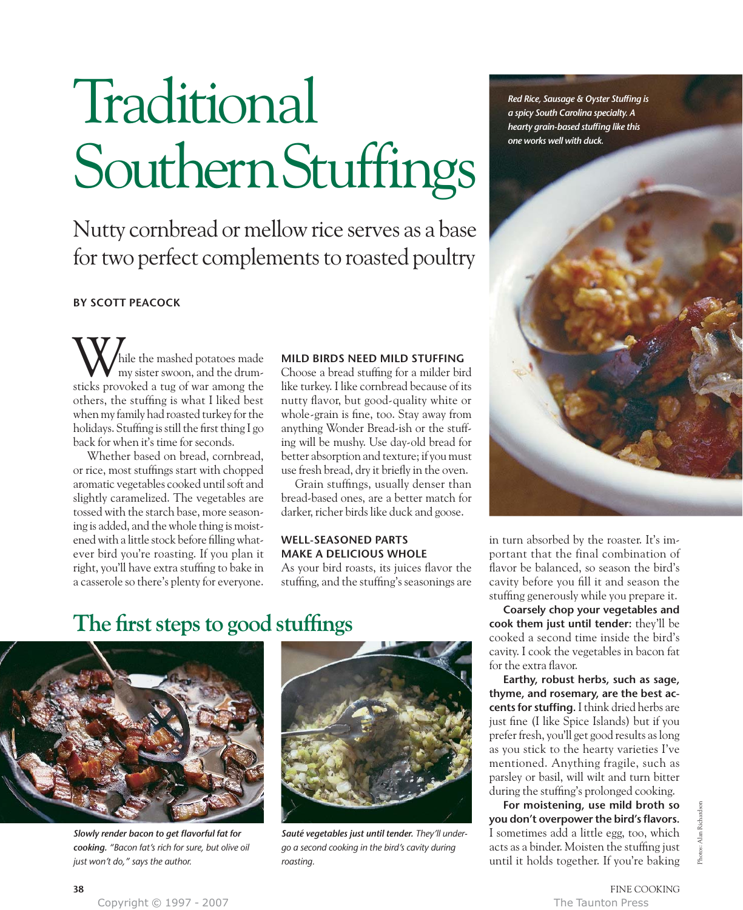# Traditional Southern Stuffings

## Nutty cornbread or mellow rice serves as a base for two perfect complements to roasted poultry

**BY SCOTT PEACOCK**

While the mashed potatoes made my sister swoon, and the drumsticks provoked a tug of war among the others, the stuffing is what I liked best when my family had roasted turkey for the holidays. Stuffing is still the first thing I go back for when it's time for seconds.

Whether based on bread, cornbread, or rice, most stuffings start with chopped aromatic vegetables cooked until soft and slightly caramelized. The vegetables are tossed with the starch base, more seasoning is added, and the whole thing is moistened with a little stock before filling whatever bird you're roasting. If you plan it right, you'll have extra stuffing to bake in a casserole so there's plenty for everyone.

### MILD BIRDS NEED MILD STUFFING

Choose a bread stuffing for a milder bird like turkey. I like cornbread because of its nutty flavor, but good-quality white or whole-grain is fine, too. Stay away from anything Wonder Bread-ish or the stuffing will be mushy. Use day-old bread for better absorption and texture; if you must use fresh bread, dry it briefly in the oven.

Grain stuffings, usually denser than bread-based ones, are a better match for darker, richer birds like duck and goose.

### WELL-SEASONED PARTS MAKE A DELICIOUS WHOLE

As your bird roasts, its juices flavor the stuffing, and the stuffing's seasonings are in turn absorbed by the roaster. It's important that the final combination of flavor be balanced, so season the bird's cavity before you fill it and season the stuffing generously while you prepare it.

**Coarsely chop your vegetables and cook them just until tender:** they'll be cooked a second time inside the bird's cavity. I cook the vegetables in bacon fat for the extra flavor.

**Earthy, robust herbs, such as sage, thyme, and rosemary, are the best accents for stuffing.** I think dried herbs are just fine (I like Spice Islands) but if you prefer fresh, you'll get good results as long as you stick to the hearty varieties I've mentioned. Anything fragile, such as parsley or basil, will wilt and turn bitter during the stuffing's prolonged cooking.

**For moistening, use mild broth so you don't overpower the bird's flavors.** I sometimes add a little egg, too, which acts as a binder. Moisten the stuffing just until it holds together. If you're baking

*Red Rice, Sausage & Oyster Stuffing is a spicy South Carolina specialty. A hearty grain-based stuffing like this one works well with duck.*

## The first steps to good stuffings

***Slowly render bacon to get flavorful fat for cooking.*** *"Bacon fat's rich for sure, but olive oil just won't do," says the author.*

***Sauté vegetables just until tender.*** *They'll undergo a second cooking in the bird's cavity during roasting.*

Photos: Alan Richardson

Copyright © 1997 - 2007 The Taunton Press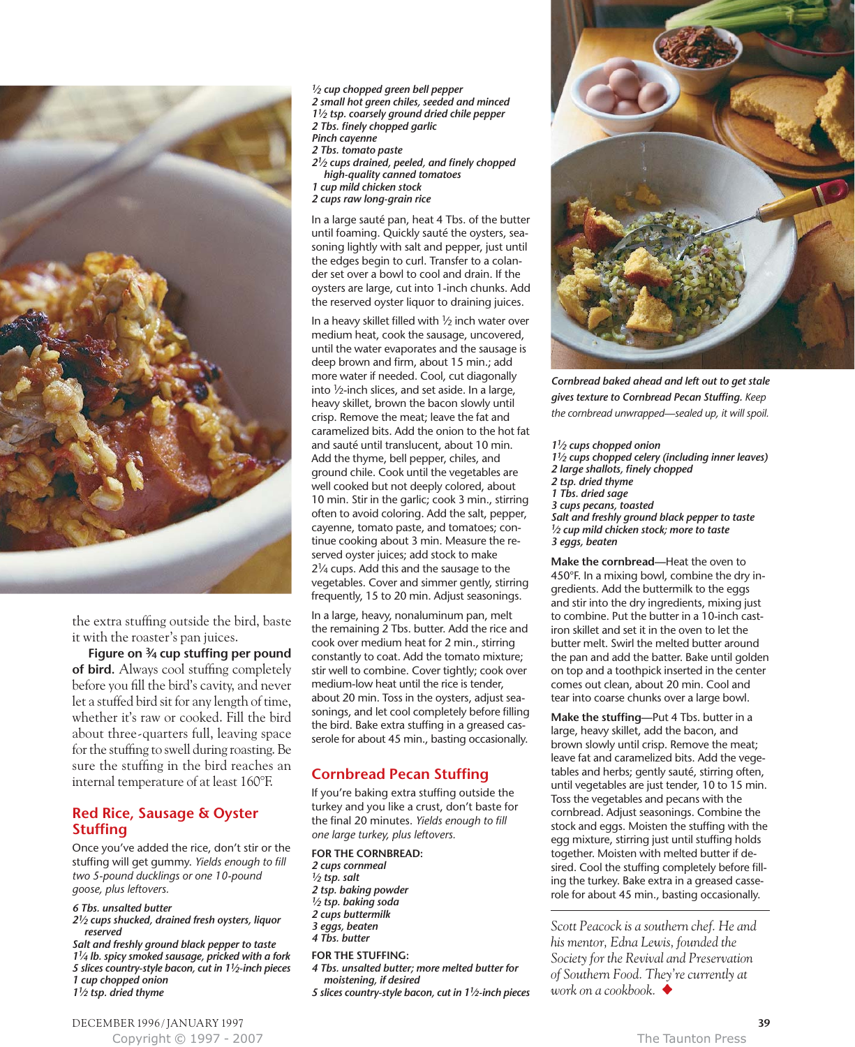the extra stuffing outside the bird, baste it with the roaster's pan juices.

**Figure on ¾ cup stuffing per pound of bird.** Always cool stuffing completely before you fill the bird's cavity, and never let a stuffed bird sit for any length of time, whether it's raw or cooked. Fill the bird about three-quarters full, leaving space for the stuffing to swell during roasting. Be sure the stuffing in the bird reaches an internal temperature of at least 160°F.

## Red Rice, Sausage & Oyster Stuffing

Once you've added the rice, don't stir or the stuffing will get gummy. *Yields enough to fill two 5-pound ducklings or one 10-pound goose, plus leftovers.*

***6 Tbs. unsalted butter***
***2½ cups shucked, drained fresh oysters, liquor reserved***
***Salt and freshly ground black pepper to taste***
***1¼ lb. spicy smoked sausage, pricked with a fork***
***5 slices country-style bacon, cut in 1½-inch pieces***
***1 cup chopped onion***
***1½ tsp. dried thyme***
***½ cup chopped green bell pepper***
***2 small hot green chiles, seeded and minced***
***1½ tsp. coarsely ground dried chile pepper***
***2 Tbs. finely chopped garlic***
***Pinch cayenne***
***2 Tbs. tomato paste***
***2½ cups drained, peeled, and finely chopped high-quality canned tomatoes***
***1 cup mild chicken stock***
***2 cups raw long-grain rice***

In a large sauté pan, heat 4 Tbs. of the butter until foaming. Quickly sauté the oysters, seasoning lightly with salt and pepper, just until the edges begin to curl. Transfer to a colander set over a bowl to cool and drain. If the oysters are large, cut into 1-inch chunks. Add the reserved oyster liquor to draining juices.

In a heavy skillet filled with ½ inch water over medium heat, cook the sausage, uncovered, until the water evaporates and the sausage is deep brown and firm, about 15 min.; add more water if needed. Cool, cut diagonally into ½-inch slices, and set aside. In a large, heavy skillet, brown the bacon slowly until crisp. Remove the meat; leave the fat and caramelized bits. Add the onion to the hot fat and sauté until translucent, about 10 min. Add the thyme, bell pepper, chiles, and ground chile. Cook until the vegetables are well cooked but not deeply colored, about 10 min. Stir in the garlic; cook 3 min., stirring often to avoid coloring. Add the salt, pepper, cayenne, tomato paste, and tomatoes; continue cooking about 3 min. Measure the reserved oyster juices; add stock to make 2¼ cups. Add this and the sausage to the vegetables. Cover and simmer gently, stirring frequently, 15 to 20 min. Adjust seasonings.

In a large, heavy, nonaluminum pan, melt the remaining 2 Tbs. butter. Add the rice and cook over medium heat for 2 min., stirring constantly to coat. Add the tomato mixture; stir well to combine. Cover tightly; cook over medium-low heat until the rice is tender, about 20 min. Toss in the oysters, adjust seasonings, and let cool completely before filling the bird. Bake extra stuffing in a greased casserole for about 45 min., basting occasionally.

## Cornbread Pecan Stuffing

If you're baking extra stuffing outside the turkey and you like a crust, don't baste for the final 20 minutes. *Yields enough to fill one large turkey, plus leftovers.*

**FOR THE CORNBREAD:**
***2 cups cornmeal***
***½ tsp. salt***
***2 tsp. baking powder***
***½ tsp. baking soda***
***2 cups buttermilk***
***3 eggs, beaten***
***4 Tbs. butter***

**FOR THE STUFFING:**
***4 Tbs. unsalted butter; more melted butter for moistening, if desired***
***5 slices country-style bacon, cut in 1½-inch pieces***
***1½ cups chopped onion***
***1½ cups chopped celery (including inner leaves)***
***2 large shallots, finely chopped***
***2 tsp. dried thyme***
***1 Tbs. dried sage***
***3 cups pecans, toasted***
***Salt and freshly ground black pepper to taste***
***½ cup mild chicken stock; more to taste***
***3 eggs, beaten***

**Make the cornbread**—Heat the oven to 450°F. In a mixing bowl, combine the dry ingredients. Add the buttermilk to the eggs and stir into the dry ingredients, mixing just to combine. Put the butter in a 10-inch cast-iron skillet and set it in the oven to let the butter melt. Swirl the melted butter around the pan and add the batter. Bake until golden on top and a toothpick inserted in the center comes out clean, about 20 min. Cool and tear into coarse chunks over a large bowl.

**Make the stuffing**—Put 4 Tbs. butter in a large, heavy skillet, add the bacon, and brown slowly until crisp. Remove the meat; leave fat and caramelized bits. Add the vegetables and herbs; gently sauté, stirring often, until vegetables are just tender, 10 to 15 min. Toss the vegetables and pecans with the cornbread. Adjust seasonings. Combine the stock and eggs. Moisten the stuffing with the egg mixture, stirring just until stuffing holds together. Moisten with melted butter if desired. Cool the stuffing completely before filling the turkey. Bake extra in a greased casserole for about 45 min., basting occasionally.

***Cornbread baked ahead and left out to get stale gives texture to Cornbread Pecan Stuffing.*** *Keep the cornbread unwrapped—sealed up, it will spoil.*

---

*Scott Peacock is a southern chef. He and his mentor, Edna Lewis, founded the Society for the Revival and Preservation of Southern Food. They're currently at work on a cookbook.* ◆